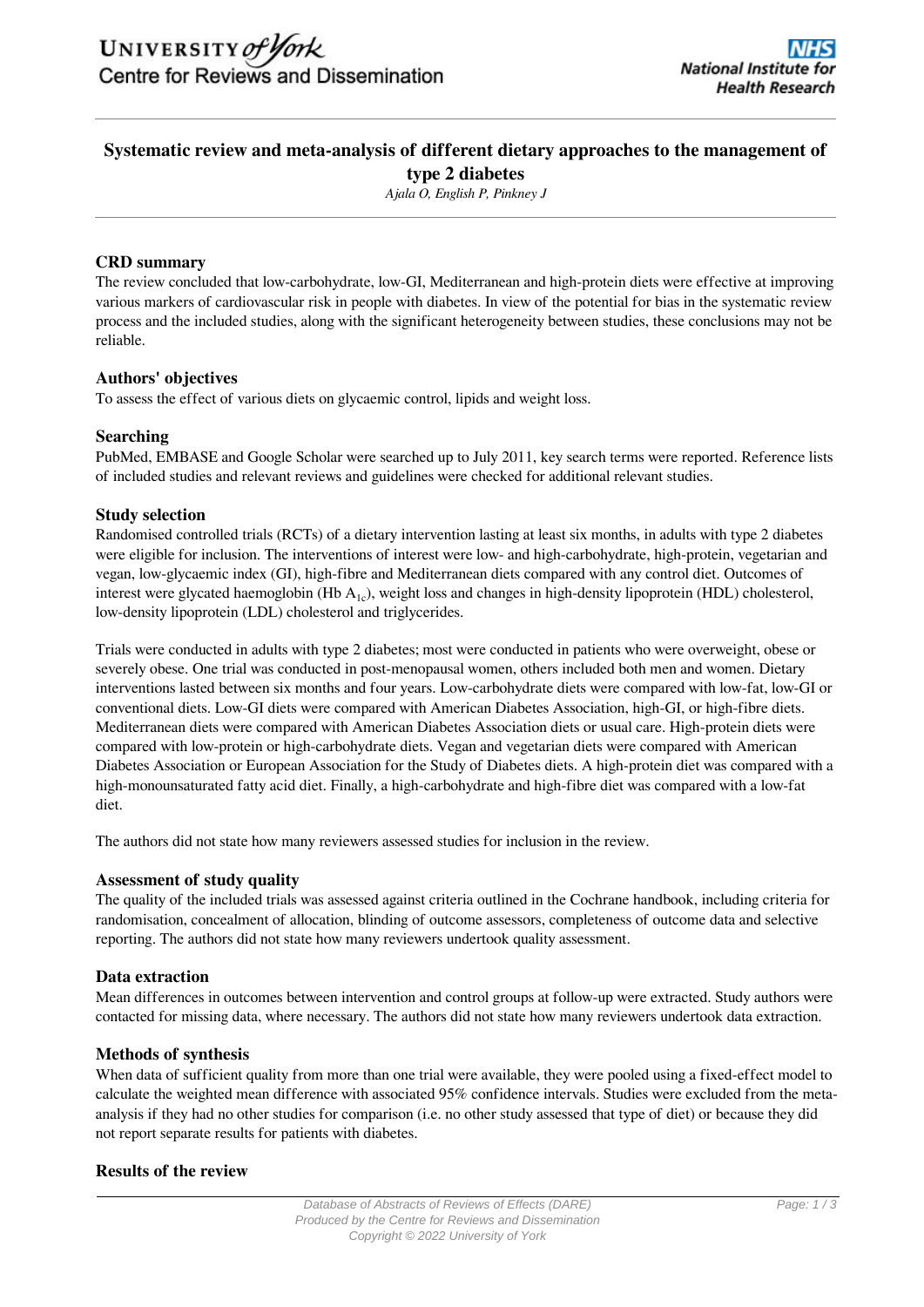# Systematic review and meta-analysis of different dietary approaches to the management of type 2 diabetes

*Ajala O, English P, Pinkney J*

## CRD summary

The review concluded that low-carbohydrate, low-GI, Mediterranean and high-protein diets were effective at improving various markers of cardiovascular risk in people with diabetes. In view of the potential for bias in the systematic review process and the included studies, along with the significant heterogeneity between studies, these conclusions may not be reliable.

## Authors' objectives

To assess the effect of various diets on glycaemic control, lipids and weight loss.

## Searching

PubMed, EMBASE and Google Scholar were searched up to July 2011, key search terms were reported. Reference lists of included studies and relevant reviews and guidelines were checked for additional relevant studies.

## Study selection

Randomised controlled trials (RCTs) of a dietary intervention lasting at least six months, in adults with type 2 diabetes were eligible for inclusion. The interventions of interest were low- and high-carbohydrate, high-protein, vegetarian and vegan, low-glycaemic index (GI), high-fibre and Mediterranean diets compared with any control diet. Outcomes of interest were glycated haemoglobin (Hb $A_{1c}$), weight loss and changes in high-density lipoprotein (HDL) cholesterol, low-density lipoprotein (LDL) cholesterol and triglycerides.

Trials were conducted in adults with type 2 diabetes; most were conducted in patients who were overweight, obese or severely obese. One trial was conducted in post-menopausal women, others included both men and women. Dietary interventions lasted between six months and four years. Low-carbohydrate diets were compared with low-fat, low-GI or conventional diets. Low-GI diets were compared with American Diabetes Association, high-GI, or high-fibre diets. Mediterranean diets were compared with American Diabetes Association diets or usual care. High-protein diets were compared with low-protein or high-carbohydrate diets. Vegan and vegetarian diets were compared with American Diabetes Association or European Association for the Study of Diabetes diets. A high-protein diet was compared with a high-monounsaturated fatty acid diet. Finally, a high-carbohydrate and high-fibre diet was compared with a low-fat diet.

The authors did not state how many reviewers assessed studies for inclusion in the review.

## Assessment of study quality

The quality of the included trials was assessed against criteria outlined in the Cochrane handbook, including criteria for randomisation, concealment of allocation, blinding of outcome assessors, completeness of outcome data and selective reporting. The authors did not state how many reviewers undertook quality assessment.

## Data extraction

Mean differences in outcomes between intervention and control groups at follow-up were extracted. Study authors were contacted for missing data, where necessary. The authors did not state how many reviewers undertook data extraction.

## Methods of synthesis

When data of sufficient quality from more than one trial were available, they were pooled using a fixed-effect model to calculate the weighted mean difference with associated 95% confidence intervals. Studies were excluded from the meta-analysis if they had no other studies for comparison (i.e. no other study assessed that type of diet) or because they did not report separate results for patients with diabetes.

## Results of the review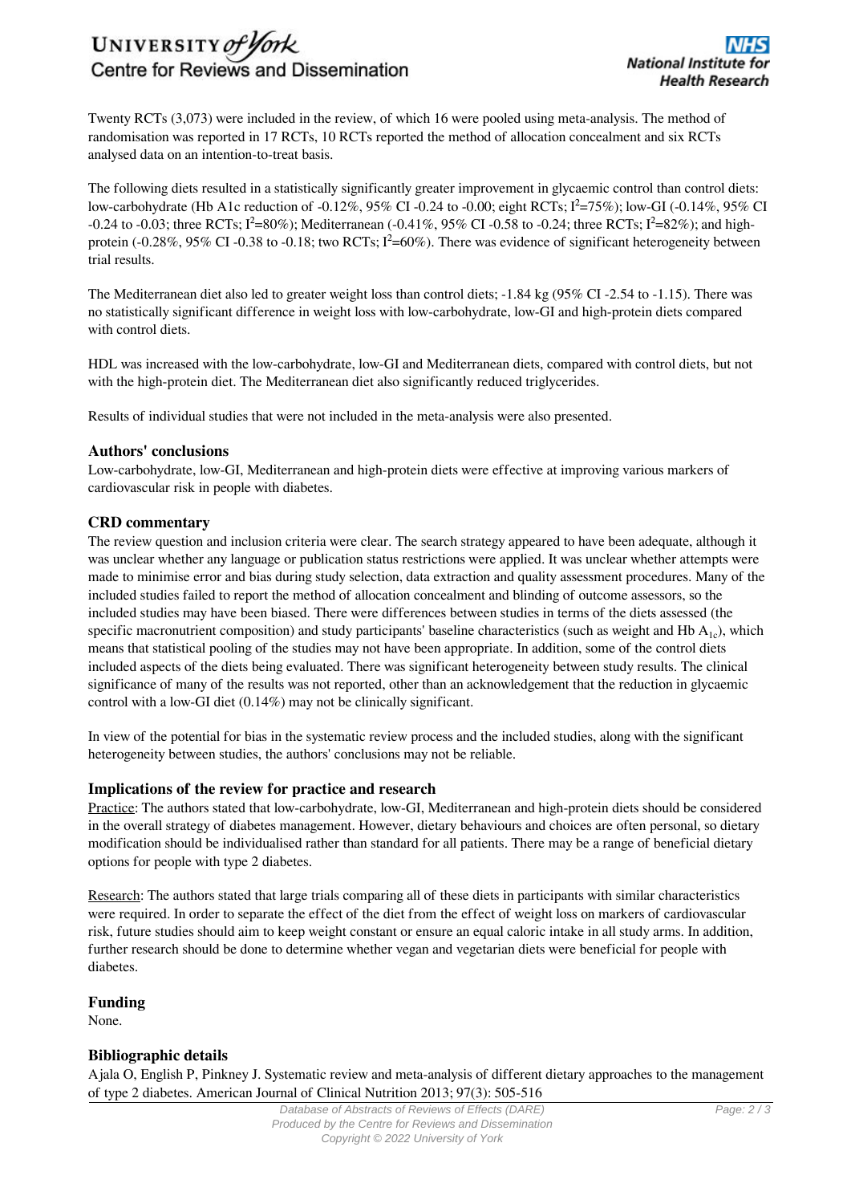Twenty RCTs (3,073) were included in the review, of which 16 were pooled using meta-analysis. The method of randomisation was reported in 17 RCTs, 10 RCTs reported the method of allocation concealment and six RCTs analysed data on an intention-to-treat basis.

The following diets resulted in a statistically significantly greater improvement in glycaemic control than control diets: low-carbohydrate (Hb A1c reduction of -0.12%, 95% CI -0.24 to -0.00; eight RCTs; $I^2$=75%); low-GI (-0.14%, 95% CI -0.24 to -0.03; three RCTs; $I^2$=80%); Mediterranean (-0.41%, 95% CI -0.58 to -0.24; three RCTs; $I^2$=82%); and high-protein (-0.28%, 95% CI -0.38 to -0.18; two RCTs; $I^2$=60%). There was evidence of significant heterogeneity between trial results.

The Mediterranean diet also led to greater weight loss than control diets; -1.84 kg (95% CI -2.54 to -1.15). There was no statistically significant difference in weight loss with low-carbohydrate, low-GI and high-protein diets compared with control diets.

HDL was increased with the low-carbohydrate, low-GI and Mediterranean diets, compared with control diets, but not with the high-protein diet. The Mediterranean diet also significantly reduced triglycerides.

Results of individual studies that were not included in the meta-analysis were also presented.

## Authors' conclusions

Low-carbohydrate, low-GI, Mediterranean and high-protein diets were effective at improving various markers of cardiovascular risk in people with diabetes.

## CRD commentary

The review question and inclusion criteria were clear. The search strategy appeared to have been adequate, although it was unclear whether any language or publication status restrictions were applied. It was unclear whether attempts were made to minimise error and bias during study selection, data extraction and quality assessment procedures. Many of the included studies failed to report the method of allocation concealment and blinding of outcome assessors, so the included studies may have been biased. There were differences between studies in terms of the diets assessed (the specific macronutrient composition) and study participants' baseline characteristics (such as weight and Hb $A_{1c}$), which means that statistical pooling of the studies may not have been appropriate. In addition, some of the control diets included aspects of the diets being evaluated. There was significant heterogeneity between study results. The clinical significance of many of the results was not reported, other than an acknowledgement that the reduction in glycaemic control with a low-GI diet (0.14%) may not be clinically significant.

In view of the potential for bias in the systematic review process and the included studies, along with the significant heterogeneity between studies, the authors' conclusions may not be reliable.

## Implications of the review for practice and research

Practice: The authors stated that low-carbohydrate, low-GI, Mediterranean and high-protein diets should be considered in the overall strategy of diabetes management. However, dietary behaviours and choices are often personal, so dietary modification should be individualised rather than standard for all patients. There may be a range of beneficial dietary options for people with type 2 diabetes.

Research: The authors stated that large trials comparing all of these diets in participants with similar characteristics were required. In order to separate the effect of the diet from the effect of weight loss on markers of cardiovascular risk, future studies should aim to keep weight constant or ensure an equal caloric intake in all study arms. In addition, further research should be done to determine whether vegan and vegetarian diets were beneficial for people with diabetes.

## Funding

None.

## Bibliographic details

Ajala O, English P, Pinkney J. Systematic review and meta-analysis of different dietary approaches to the management of type 2 diabetes. American Journal of Clinical Nutrition 2013; 97(3): 505-516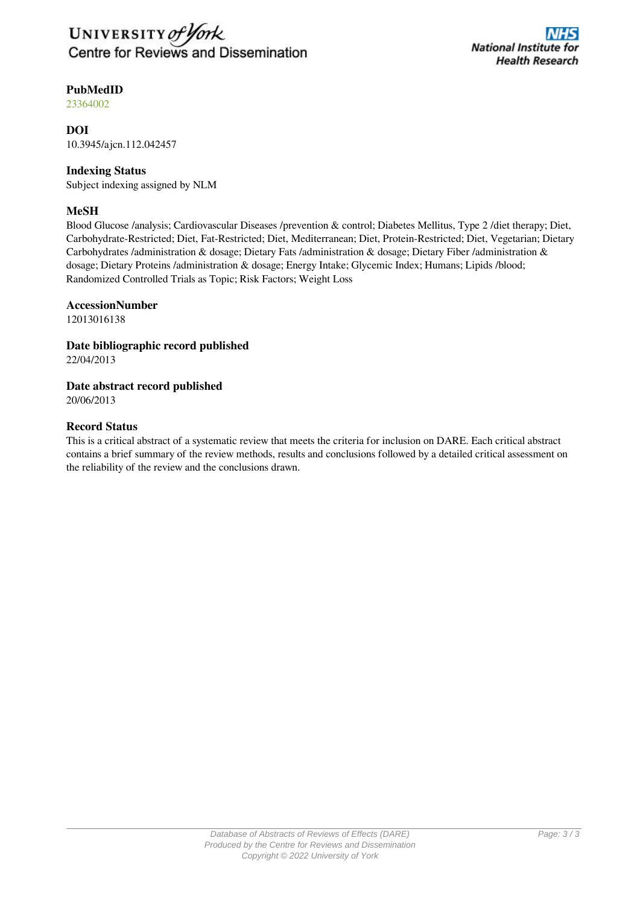### PubMedID

23364002

### DOI

10.3945/ajcn.112.042457

### Indexing Status

Subject indexing assigned by NLM

### MeSH

Blood Glucose /analysis; Cardiovascular Diseases /prevention & control; Diabetes Mellitus, Type 2 /diet therapy; Diet, Carbohydrate-Restricted; Diet, Fat-Restricted; Diet, Mediterranean; Diet, Protein-Restricted; Diet, Vegetarian; Dietary Carbohydrates /administration & dosage; Dietary Fats /administration & dosage; Dietary Fiber /administration & dosage; Dietary Proteins /administration & dosage; Energy Intake; Glycemic Index; Humans; Lipids /blood; Randomized Controlled Trials as Topic; Risk Factors; Weight Loss

### AccessionNumber

12013016138

### Date bibliographic record published

22/04/2013

### Date abstract record published

20/06/2013

### Record Status

This is a critical abstract of a systematic review that meets the criteria for inclusion on DARE. Each critical abstract contains a brief summary of the review methods, results and conclusions followed by a detailed critical assessment on the reliability of the review and the conclusions drawn.